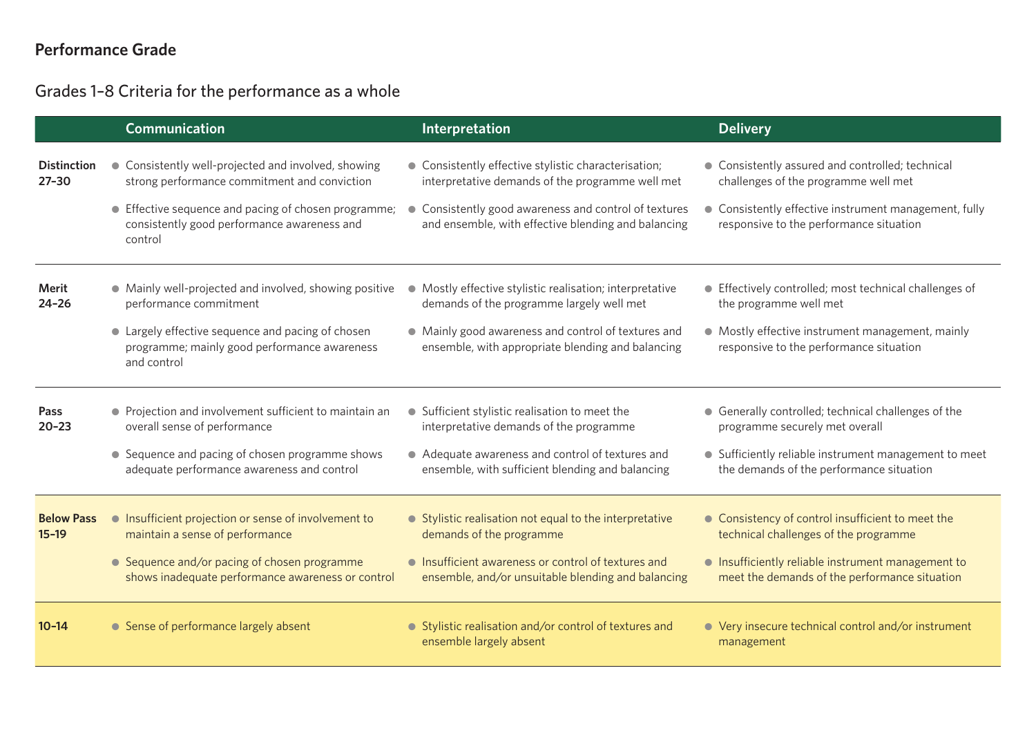## Performance Grade

### Grades 1–8 Criteria for the performance as a whole

| | Communication | Interpretation | Delivery |
|---|---|---|---|
| **Distinction 27–30** | • Consistently well-projected and involved, showing strong performance commitment and conviction<br>• Effective sequence and pacing of chosen programme; consistently good performance awareness and control | • Consistently effective stylistic characterisation; interpretative demands of the programme well met<br>• Consistently good awareness and control of textures and ensemble, with effective blending and balancing | • Consistently assured and controlled; technical challenges of the programme well met<br>• Consistently effective instrument management, fully responsive to the performance situation |
| **Merit 24–26** | • Mainly well-projected and involved, showing positive performance commitment<br>• Largely effective sequence and pacing of chosen programme; mainly good performance awareness and control | • Mostly effective stylistic realisation; interpretative demands of the programme largely well met<br>• Mainly good awareness and control of textures and ensemble, with appropriate blending and balancing | • Effectively controlled; most technical challenges of the programme well met<br>• Mostly effective instrument management, mainly responsive to the performance situation |
| **Pass 20–23** | • Projection and involvement sufficient to maintain an overall sense of performance<br>• Sequence and pacing of chosen programme shows adequate performance awareness and control | • Sufficient stylistic realisation to meet the interpretative demands of the programme<br>• Adequate awareness and control of textures and ensemble, with sufficient blending and balancing | • Generally controlled; technical challenges of the programme securely met overall<br>• Sufficiently reliable instrument management to meet the demands of the performance situation |
| **Below Pass 15–19** | • Insufficient projection or sense of involvement to maintain a sense of performance<br>• Sequence and/or pacing of chosen programme shows inadequate performance awareness or control | • Stylistic realisation not equal to the interpretative demands of the programme<br>• Insufficient awareness or control of textures and ensemble, and/or unsuitable blending and balancing | • Consistency of control insufficient to meet the technical challenges of the programme<br>• Insufficiently reliable instrument management to meet the demands of the performance situation |
| **10–14** | • Sense of performance largely absent | • Stylistic realisation and/or control of textures and ensemble largely absent | • Very insecure technical control and/or instrument management |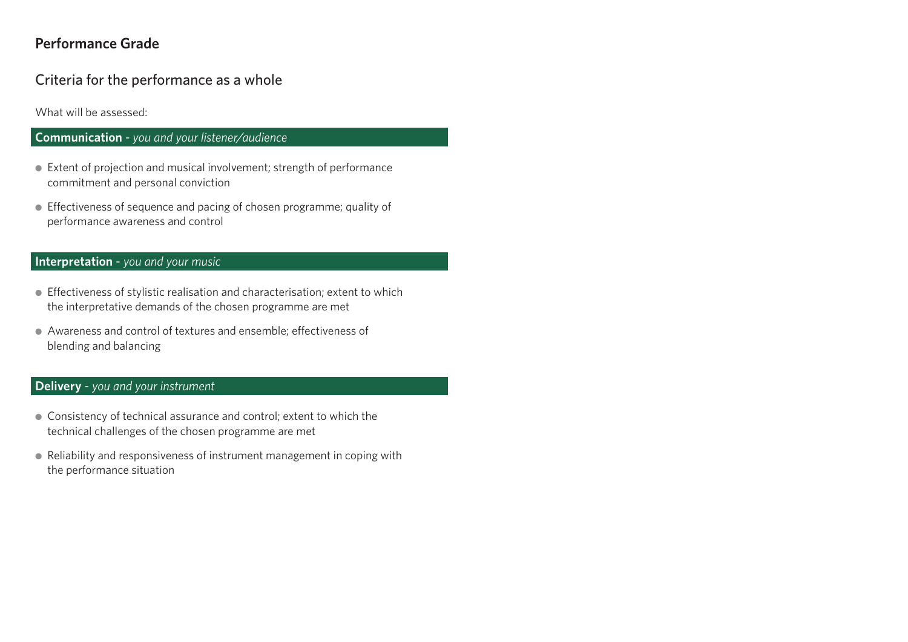## Performance Grade

### Criteria for the performance as a whole

What will be assessed:

**Communication** - *you and your listener/audience*

- Extent of projection and musical involvement; strength of performance commitment and personal conviction
- Effectiveness of sequence and pacing of chosen programme; quality of performance awareness and control

**Interpretation** - *you and your music*

- Effectiveness of stylistic realisation and characterisation; extent to which the interpretative demands of the chosen programme are met
- Awareness and control of textures and ensemble; effectiveness of blending and balancing

**Delivery** - *you and your instrument*

- Consistency of technical assurance and control; extent to which the technical challenges of the chosen programme are met
- Reliability and responsiveness of instrument management in coping with the performance situation